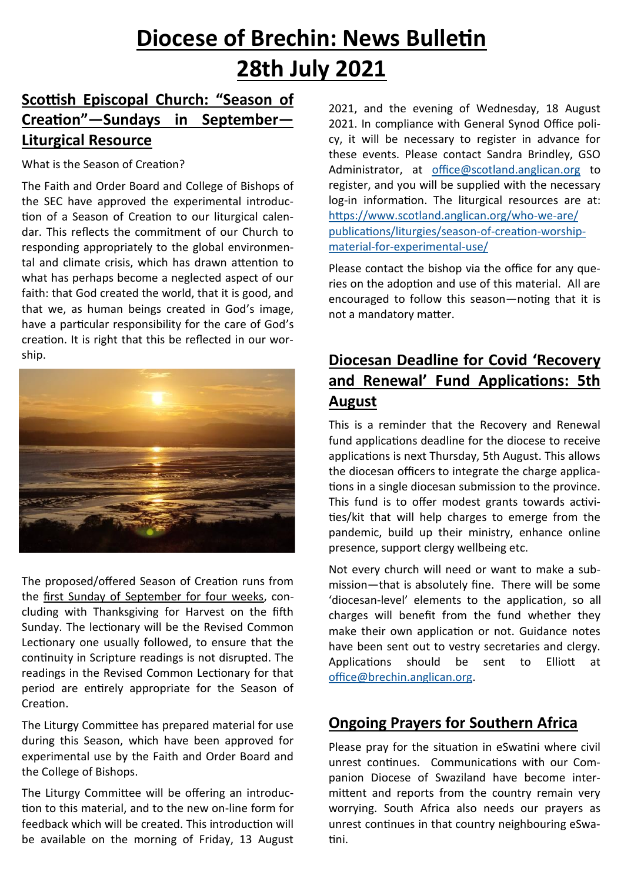# Diocese of Brechin: News Bulletin 28th July 2021

## Scottish Episcopal Church: "Season of Creation"—Sundays in September—Liturgical Resource

What is the Season of Creation?

The Faith and Order Board and College of Bishops of the SEC have approved the experimental introduction of a Season of Creation to our liturgical calendar. This reflects the commitment of our Church to responding appropriately to the global environmental and climate crisis, which has drawn attention to what has perhaps become a neglected aspect of our faith: that God created the world, that it is good, and that we, as human beings created in God's image, have a particular responsibility for the care of God's creation. It is right that this be reflected in our worship.

The proposed/offered Season of Creation runs from the first Sunday of September for four weeks, concluding with Thanksgiving for Harvest on the fifth Sunday. The lectionary will be the Revised Common Lectionary one usually followed, to ensure that the continuity in Scripture readings is not disrupted. The readings in the Revised Common Lectionary for that period are entirely appropriate for the Season of Creation.

The Liturgy Committee has prepared material for use during this Season, which have been approved for experimental use by the Faith and Order Board and the College of Bishops.

The Liturgy Committee will be offering an introduction to this material, and to the new on-line form for feedback which will be created. This introduction will be available on the morning of Friday, 13 August 2021, and the evening of Wednesday, 18 August 2021. In compliance with General Synod Office policy, it will be necessary to register in advance for these events. Please contact Sandra Brindley, GSO Administrator, at office@scotland.anglican.org to register, and you will be supplied with the necessary log-in information. The liturgical resources are at: https://www.scotland.anglican.org/who-we-are/publications/liturgies/season-of-creation-worship-material-for-experimental-use/

Please contact the bishop via the office for any queries on the adoption and use of this material. All are encouraged to follow this season—noting that it is not a mandatory matter.

## Diocesan Deadline for Covid 'Recovery and Renewal' Fund Applications: 5th August

This is a reminder that the Recovery and Renewal fund applications deadline for the diocese to receive applications is next Thursday, 5th August. This allows the diocesan officers to integrate the charge applications in a single diocesan submission to the province. This fund is to offer modest grants towards activities/kit that will help charges to emerge from the pandemic, build up their ministry, enhance online presence, support clergy wellbeing etc.

Not every church will need or want to make a submission—that is absolutely fine. There will be some 'diocesan-level' elements to the application, so all charges will benefit from the fund whether they make their own application or not. Guidance notes have been sent out to vestry secretaries and clergy. Applications should be sent to Elliott at office@brechin.anglican.org.

## Ongoing Prayers for Southern Africa

Please pray for the situation in eSwatini where civil unrest continues. Communications with our Companion Diocese of Swaziland have become intermittent and reports from the country remain very worrying. South Africa also needs our prayers as unrest continues in that country neighbouring eSwatini.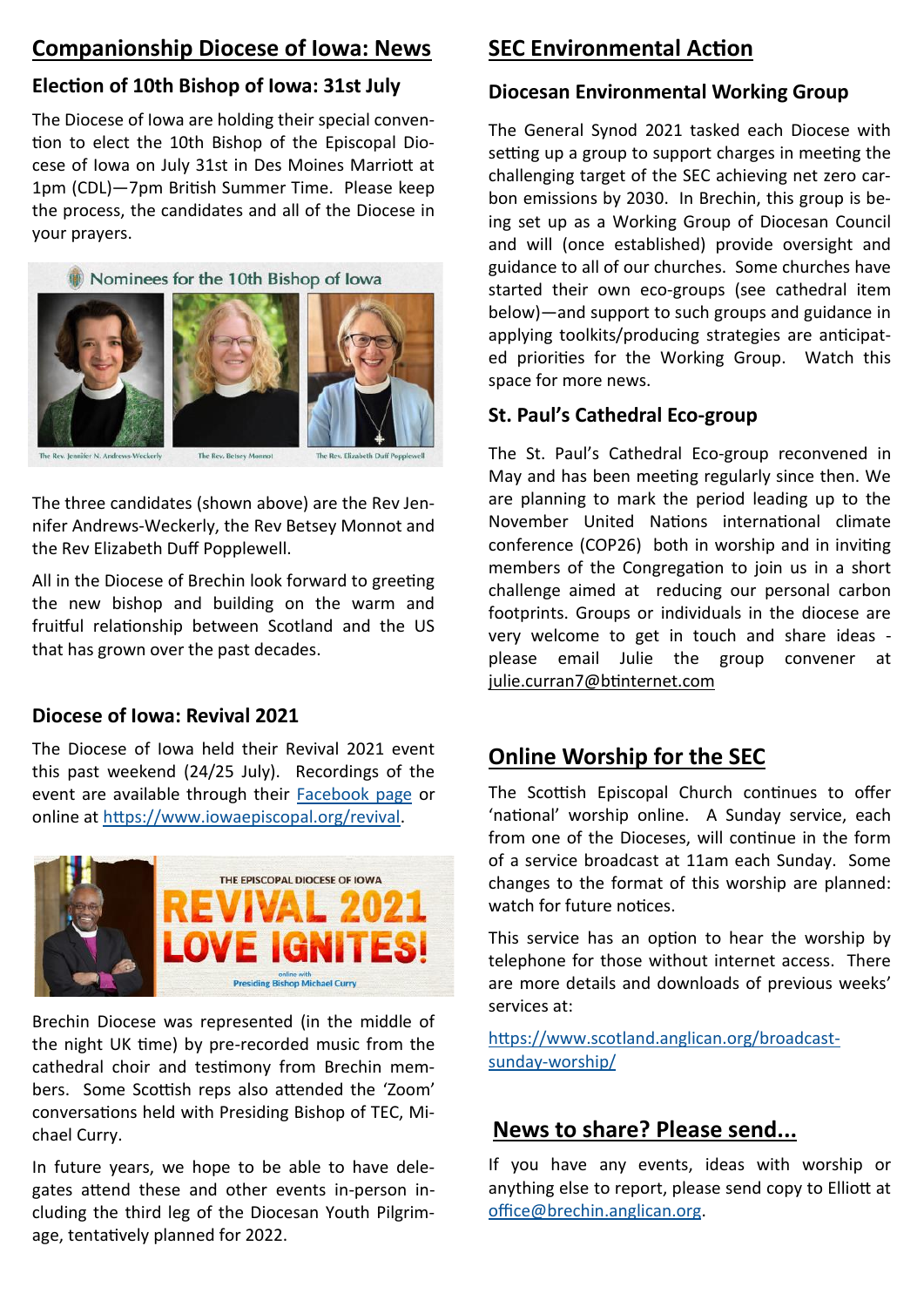## Companionship Diocese of Iowa: News

### Election of 10th Bishop of Iowa: 31st July

The Diocese of Iowa are holding their special convention to elect the 10th Bishop of the Episcopal Diocese of Iowa on July 31st in Des Moines Marriott at 1pm (CDL)—7pm British Summer Time. Please keep the process, the candidates and all of the Diocese in your prayers.

Nominees for the 10th Bishop of Iowa

The Rev. Jennifer N. Andrews-Weckerly — The Rev. Betsey Monnot — The Rev. Elizabeth Duff Popplewell

The three candidates (shown above) are the Rev Jennifer Andrews-Weckerly, the Rev Betsey Monnot and the Rev Elizabeth Duff Popplewell.

All in the Diocese of Brechin look forward to greeting the new bishop and building on the warm and fruitful relationship between Scotland and the US that has grown over the past decades.

### Diocese of Iowa: Revival 2021

The Diocese of Iowa held their Revival 2021 event this past weekend (24/25 July). Recordings of the event are available through their Facebook page or online at https://www.iowaepiscopal.org/revival.

THE EPISCOPAL DIOCESE OF IOWA
REVIVAL 2021
LOVE IGNITES!
online with
Presiding Bishop Michael Curry

Brechin Diocese was represented (in the middle of the night UK time) by pre-recorded music from the cathedral choir and testimony from Brechin members. Some Scottish reps also attended the 'Zoom' conversations held with Presiding Bishop of TEC, Michael Curry.

In future years, we hope to be able to have delegates attend these and other events in-person including the third leg of the Diocesan Youth Pilgrimage, tentatively planned for 2022.

## SEC Environmental Action

### Diocesan Environmental Working Group

The General Synod 2021 tasked each Diocese with setting up a group to support charges in meeting the challenging target of the SEC achieving net zero carbon emissions by 2030. In Brechin, this group is being set up as a Working Group of Diocesan Council and will (once established) provide oversight and guidance to all of our churches. Some churches have started their own eco-groups (see cathedral item below)—and support to such groups and guidance in applying toolkits/producing strategies are anticipated priorities for the Working Group. Watch this space for more news.

### St. Paul's Cathedral Eco-group

The St. Paul's Cathedral Eco-group reconvened in May and has been meeting regularly since then. We are planning to mark the period leading up to the November United Nations international climate conference (COP26) both in worship and in inviting members of the Congregation to join us in a short challenge aimed at reducing our personal carbon footprints. Groups or individuals in the diocese are very welcome to get in touch and share ideas - please email Julie the group convener at julie.curran7@btinternet.com

## Online Worship for the SEC

The Scottish Episcopal Church continues to offer 'national' worship online. A Sunday service, each from one of the Dioceses, will continue in the form of a service broadcast at 11am each Sunday. Some changes to the format of this worship are planned: watch for future notices.

This service has an option to hear the worship by telephone for those without internet access. There are more details and downloads of previous weeks' services at:

https://www.scotland.anglican.org/broadcast-sunday-worship/

## News to share? Please send...

If you have any events, ideas with worship or anything else to report, please send copy to Elliott at office@brechin.anglican.org.